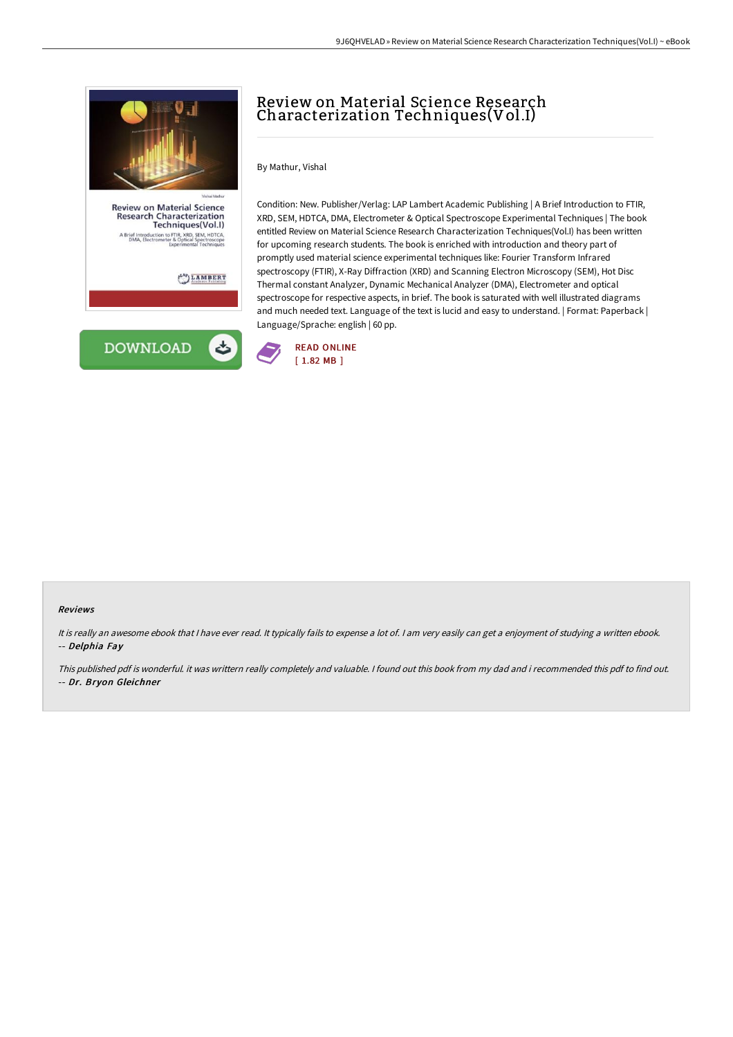# Review on Material Science Research Characterization Techniques(Vol.I)

By Mathur, Vishal

Condition: New. Publisher/Verlag: LAP Lambert Academic Publishing | A Brief Introduction to FTIR, XRD, SEM, HDTCA, DMA, Electrometer & Optical Spectroscope Experimental Techniques | The book entitled Review on Material Science Research Characterization Techniques(Vol.I) has been written for upcoming research students. The book is enriched with introduction and theory part of promptly used material science experimental techniques like: Fourier Transform Infrared spectroscopy (FTIR), X-Ray Diffraction (XRD) and Scanning Electron Microscopy (SEM), Hot Disc Thermal constant Analyzer, Dynamic Mechanical Analyzer (DMA), Electrometer and optical spectroscope for respective aspects, in brief. The book is saturated with well illustrated diagrams and much needed text. Language of the text is lucid and easy to understand. | Format: Paperback | Language/Sprache: english | 60 pp.

DOWNLOAD

READ ONLINE
[ 1.82 MB ]

#### Reviews

*It is really an awesome ebook that I have ever read. It typically fails to expense a lot of. I am very easily can get a enjoyment of studying a written ebook.*
*-- **Delphia Fay***

*This published pdf is wonderful. it was writtern really completely and valuable. I found out this book from my dad and i recommended this pdf to find out.*
*-- **Dr. Bryon Gleichner***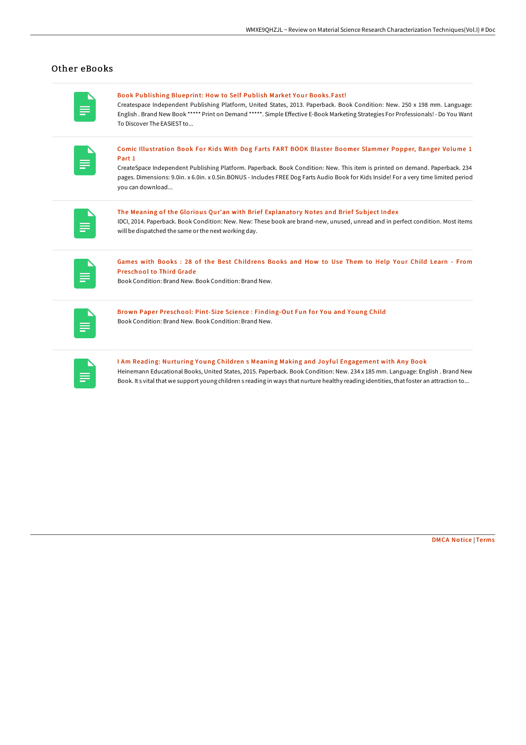## Other eBooks

### Book Publishing Blueprint: How to Self Publish Market Your Books.Fast!

Createspace Independent Publishing Platform, United States, 2013. Paperback. Book Condition: New. 250 x 198 mm. Language: English . Brand New Book ***** Print on Demand *****. Simple Effective E-Book Marketing Strategies For Professionals! - Do You Want To Discover The EASIEST to...

### Comic Illustration Book For Kids With Dog Farts FART BOOK Blaster Boomer Slammer Popper, Banger Volume 1 Part 1

CreateSpace Independent Publishing Platform. Paperback. Book Condition: New. This item is printed on demand. Paperback. 234 pages. Dimensions: 9.0in. x 6.0in. x 0.5in.BONUS - Includes FREE Dog Farts Audio Book for Kids Inside! For a very time limited period you can download...

### The Meaning of the Glorious Qur'an with Brief Explanatory Notes and Brief Subject Index

IDCI, 2014. Paperback. Book Condition: New. New: These book are brand-new, unused, unread and in perfect condition. Most items will be dispatched the same or the next working day.

### Games with Books : 28 of the Best Childrens Books and How to Use Them to Help Your Child Learn - From Preschool to Third Grade

Book Condition: Brand New. Book Condition: Brand New.

### Brown Paper Preschool: Pint-Size Science : Finding-Out Fun for You and Young Child

Book Condition: Brand New. Book Condition: Brand New.

### I Am Reading: Nurturing Young Children s Meaning Making and Joyful Engagement with Any Book

Heinemann Educational Books, United States, 2015. Paperback. Book Condition: New. 234 x 185 mm. Language: English . Brand New Book. It s vital that we support young children s reading in ways that nurture healthy reading identities, that foster an attraction to...

DMCA Notice | Terms